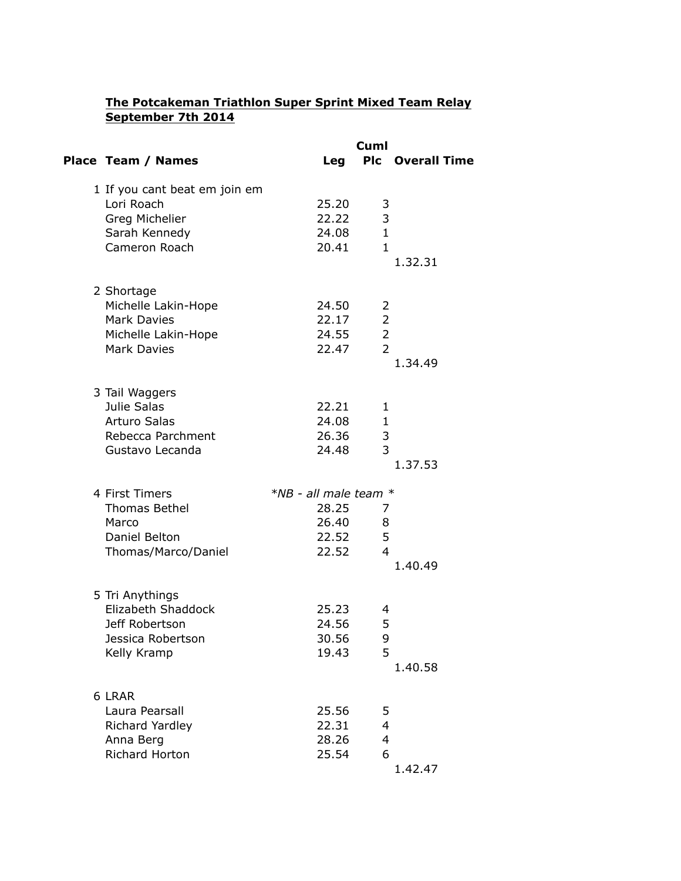**The Potcakeman Triathlon Super Sprint Mixed Team Relay**
**September 7th 2014**

| Place | Team / Names | Leg | Cuml Plc | Overall Time |
|---|---|---|---|---|
| 1 | If you cant beat em join em | | | |
| | Lori Roach | 25.20 | 3 | |
| | Greg Michelier | 22.22 | 3 | |
| | Sarah Kennedy | 24.08 | 1 | |
| | Cameron Roach | 20.41 | 1 | |
| | | | | 1.32.31 |
| 2 | Shortage | | | |
| | Michelle Lakin-Hope | 24.50 | 2 | |
| | Mark Davies | 22.17 | 2 | |
| | Michelle Lakin-Hope | 24.55 | 2 | |
| | Mark Davies | 22.47 | 2 | |
| | | | | 1.34.49 |
| 3 | Tail Waggers | | | |
| | Julie Salas | 22.21 | 1 | |
| | Arturo Salas | 24.08 | 1 | |
| | Rebecca Parchment | 26.36 | 3 | |
| | Gustavo Lecanda | 24.48 | 3 | |
| | | | | 1.37.53 |
| 4 | First Timers | *NB - all male team * | | |
| | Thomas Bethel | 28.25 | 7 | |
| | Marco | 26.40 | 8 | |
| | Daniel Belton | 22.52 | 5 | |
| | Thomas/Marco/Daniel | 22.52 | 4 | |
| | | | | 1.40.49 |
| 5 | Tri Anythings | | | |
| | Elizabeth Shaddock | 25.23 | 4 | |
| | Jeff Robertson | 24.56 | 5 | |
| | Jessica Robertson | 30.56 | 9 | |
| | Kelly Kramp | 19.43 | 5 | |
| | | | | 1.40.58 |
| 6 | LRAR | | | |
| | Laura Pearsall | 25.56 | 5 | |
| | Richard Yardley | 22.31 | 4 | |
| | Anna Berg | 28.26 | 4 | |
| | Richard Horton | 25.54 | 6 | |
| | | | | 1.42.47 |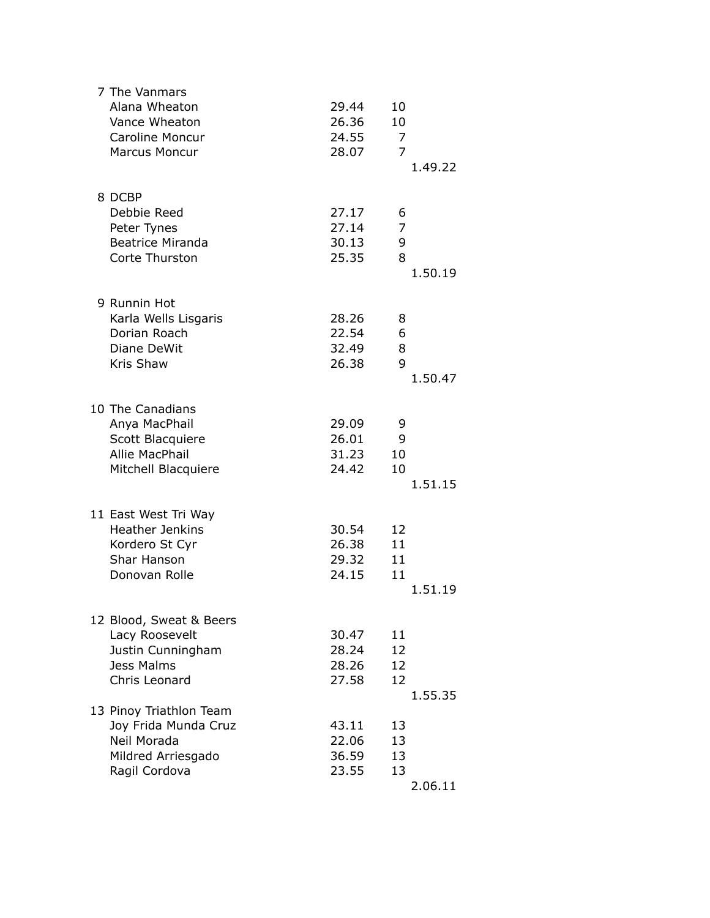| | | | |
|---|---|---|---|
| 7 The Vanmars | | | |
| Alana Wheaton | 29.44 | 10 | |
| Vance Wheaton | 26.36 | 10 | |
| Caroline Moncur | 24.55 | 7 | |
| Marcus Moncur | 28.07 | 7 | |
| | | | 1.49.22 |
| 8 DCBP | | | |
| Debbie Reed | 27.17 | 6 | |
| Peter Tynes | 27.14 | 7 | |
| Beatrice Miranda | 30.13 | 9 | |
| Corte Thurston | 25.35 | 8 | |
| | | | 1.50.19 |
| 9 Runnin Hot | | | |
| Karla Wells Lisgaris | 28.26 | 8 | |
| Dorian Roach | 22.54 | 6 | |
| Diane DeWit | 32.49 | 8 | |
| Kris Shaw | 26.38 | 9 | |
| | | | 1.50.47 |
| 10 The Canadians | | | |
| Anya MacPhail | 29.09 | 9 | |
| Scott Blacquiere | 26.01 | 9 | |
| Allie MacPhail | 31.23 | 10 | |
| Mitchell Blacquiere | 24.42 | 10 | |
| | | | 1.51.15 |
| 11 East West Tri Way | | | |
| Heather Jenkins | 30.54 | 12 | |
| Kordero St Cyr | 26.38 | 11 | |
| Shar Hanson | 29.32 | 11 | |
| Donovan Rolle | 24.15 | 11 | |
| | | | 1.51.19 |
| 12 Blood, Sweat & Beers | | | |
| Lacy Roosevelt | 30.47 | 11 | |
| Justin Cunningham | 28.24 | 12 | |
| Jess Malms | 28.26 | 12 | |
| Chris Leonard | 27.58 | 12 | |
| | | | 1.55.35 |
| 13 Pinoy Triathlon Team | | | |
| Joy Frida Munda Cruz | 43.11 | 13 | |
| Neil Morada | 22.06 | 13 | |
| Mildred Arriesgado | 36.59 | 13 | |
| Ragil Cordova | 23.55 | 13 | |
| | | | 2.06.11 |